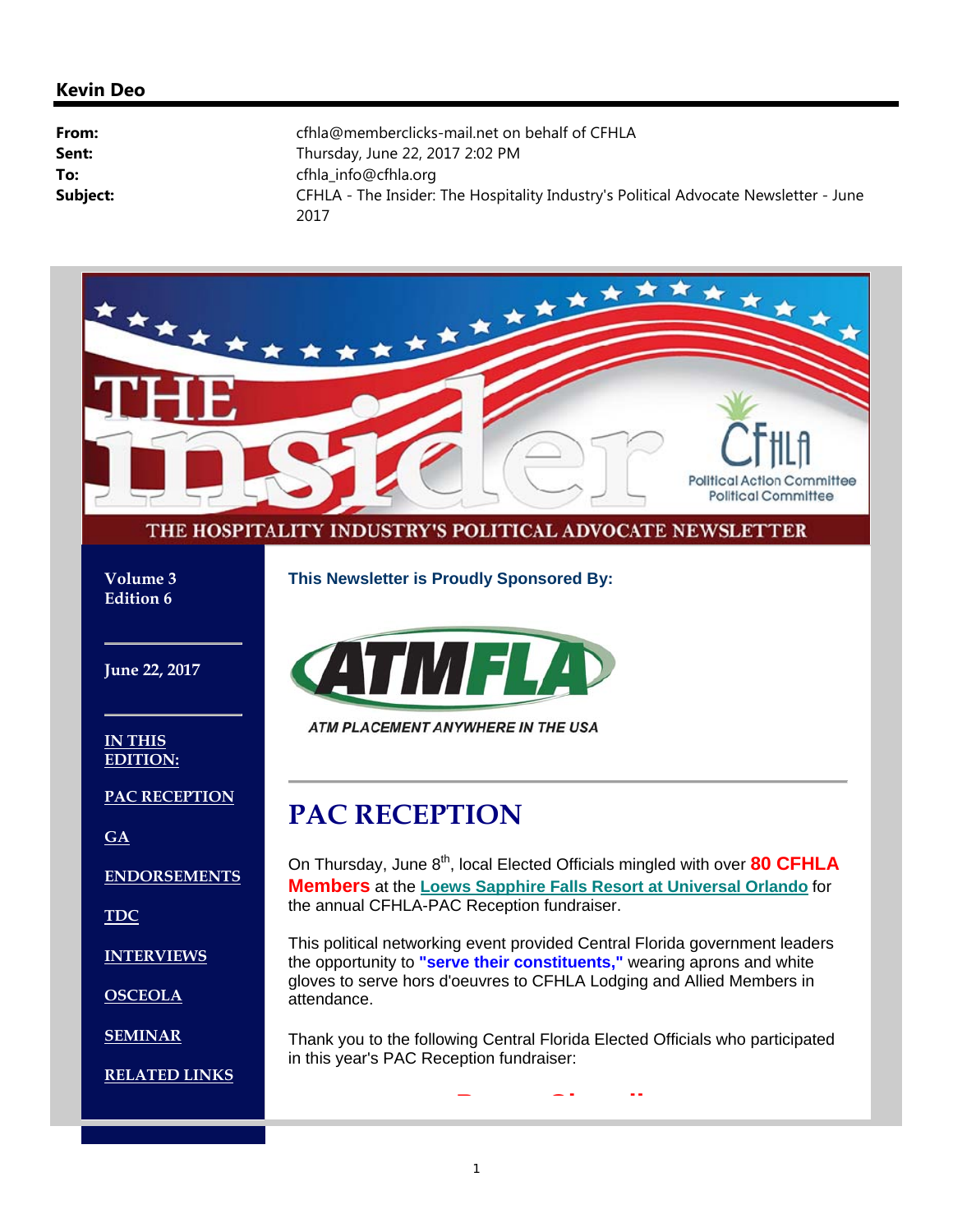**Kevin Deo**

**From:** cfhla@memberclicks-mail.net on behalf of CFHLA
**Sent:** Thursday, June 22, 2017 2:02 PM
**To:** cfhla_info@cfhla.org
**Subject:** CFHLA - The Insider: The Hospitality Industry's Political Advocate Newsletter - June 2017

THE insider

CFHLA Political Action Committee Political Committee

THE HOSPITALITY INDUSTRY'S POLITICAL ADVOCATE NEWSLETTER

**Volume 3 Edition 6**

**June 22, 2017**

**IN THIS EDITION:**

**PAC RECEPTION**

**GA**

**ENDORSEMENTS**

**TDC**

**INTERVIEWS**

**OSCEOLA**

**SEMINAR**

**RELATED LINKS**

**This Newsletter is Proudly Sponsored By:**

ATMFLA

ATM PLACEMENT ANYWHERE IN THE USA

# PAC RECEPTION

On Thursday, June 8th, local Elected Officials mingled with over **80 CFHLA Members** at the **Loews Sapphire Falls Resort at Universal Orlando** for the annual CFHLA-PAC Reception fundraiser.

This political networking event provided Central Florida government leaders the opportunity to **"serve their constituents,"** wearing aprons and white gloves to serve hors d'oeuvres to CFHLA Lodging and Allied Members in attendance.

Thank you to the following Central Florida Elected Officials who participated in this year's PAC Reception fundraiser: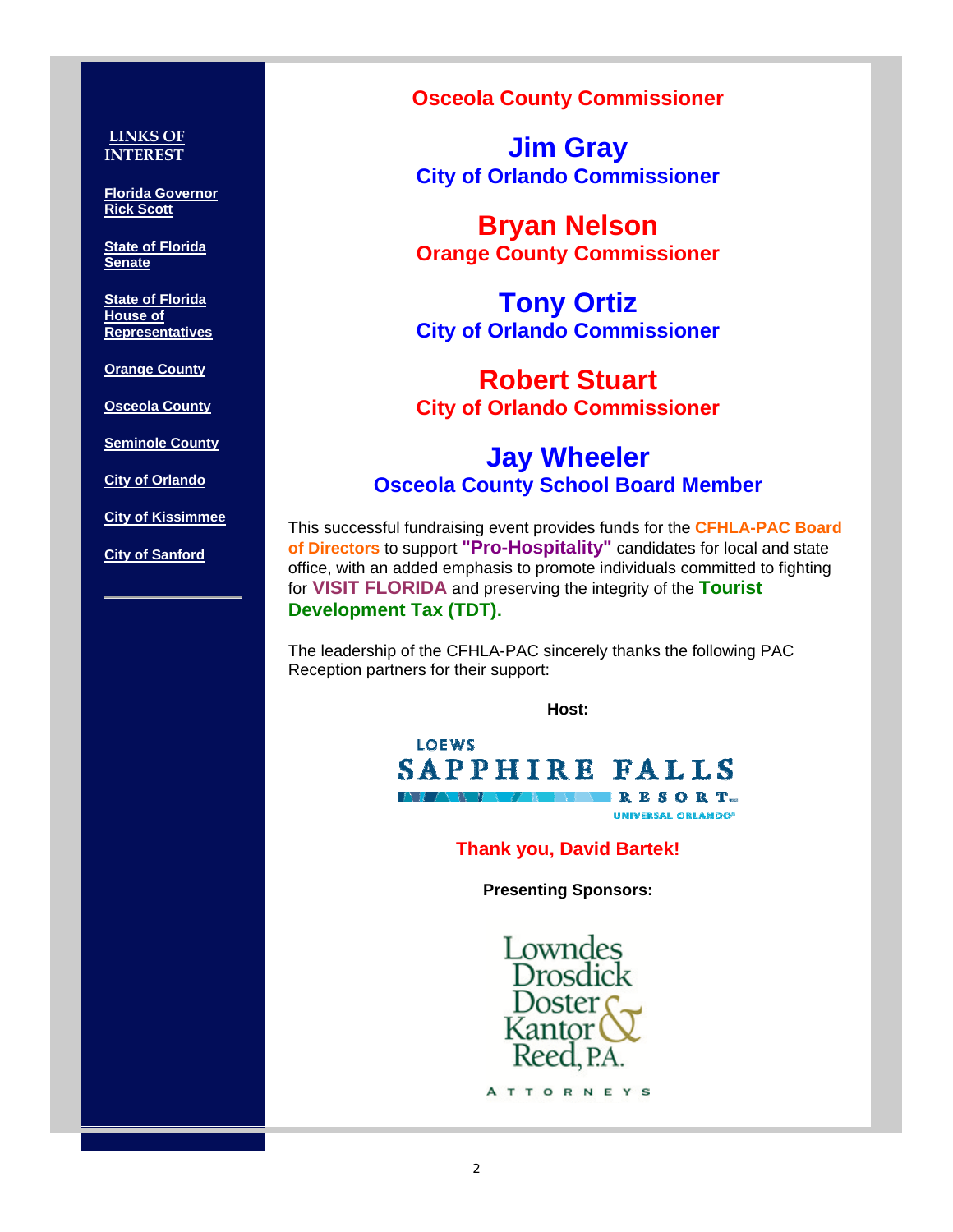**LINKS OF INTEREST**

Florida Governor Rick Scott

State of Florida Senate

State of Florida House of Representatives

Orange County

Osceola County

Seminole County

City of Orlando

City of Kissimmee

City of Sanford

---

**Osceola County Commissioner**

## Jim Gray
**City of Orlando Commissioner**

## Bryan Nelson
**Orange County Commissioner**

## Tony Ortiz
**City of Orlando Commissioner**

## Robert Stuart
**City of Orlando Commissioner**

## Jay Wheeler
**Osceola County School Board Member**

This successful fundraising event provides funds for the **CFHLA-PAC Board of Directors** to support **"Pro-Hospitality"** candidates for local and state office, with an added emphasis to promote individuals committed to fighting for **VISIT FLORIDA** and preserving the integrity of the **Tourist Development Tax (TDT).**

The leadership of the CFHLA-PAC sincerely thanks the following PAC Reception partners for their support:

**Host:**

LOEWS SAPPHIRE FALLS RESORT UNIVERSAL ORLANDO

**Thank you, David Bartek!**

**Presenting Sponsors:**

Lowndes Drosdick Doster Kantor & Reed, P.A. ATTORNEYS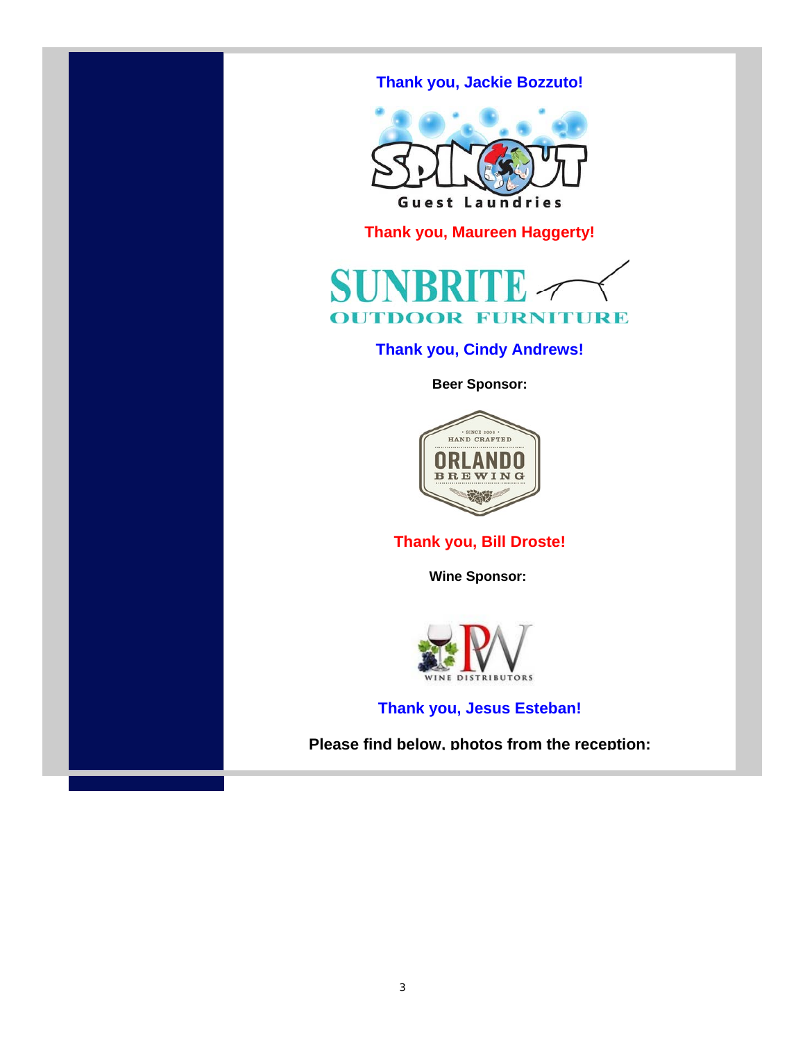**Thank you, Jackie Bozzuto!**

SPINOUT
Guest Laundries

**Thank you, Maureen Haggerty!**

SUNBRITE
OUTDOOR FURNITURE

**Thank you, Cindy Andrews!**

**Beer Sponsor:**

• SINCE 2006 •
HAND CRAFTED
ORLANDO
BREWING

**Thank you, Bill Droste!**

**Wine Sponsor:**

PW
WINE DISTRIBUTORS

**Thank you, Jesus Esteban!**

**Please find below, photos from the reception:**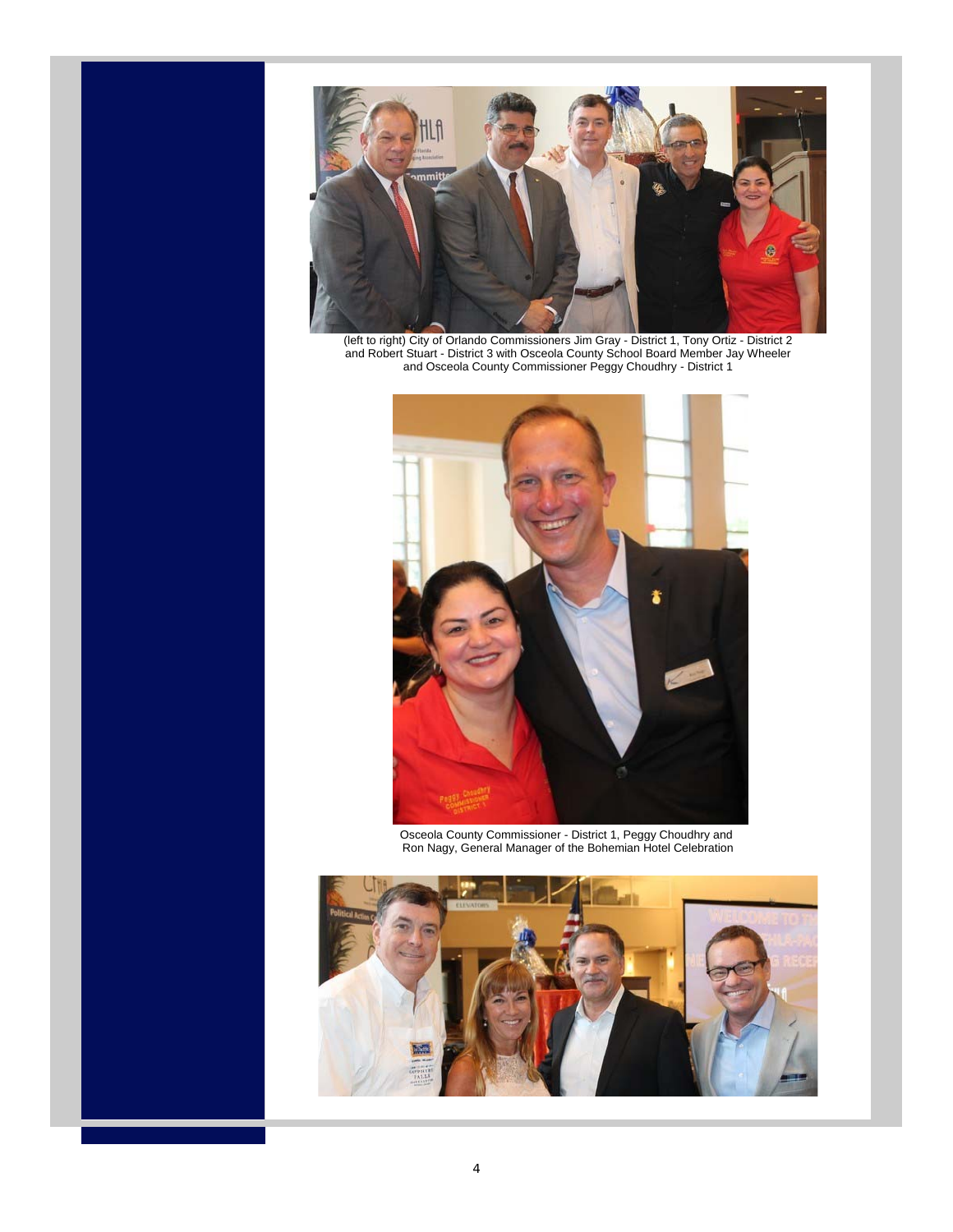(left to right) City of Orlando Commissioners Jim Gray - District 1, Tony Ortiz - District 2 and Robert Stuart - District 3 with Osceola County School Board Member Jay Wheeler and Osceola County Commissioner Peggy Choudhry - District 1

Osceola County Commissioner - District 1, Peggy Choudhry and Ron Nagy, General Manager of the Bohemian Hotel Celebration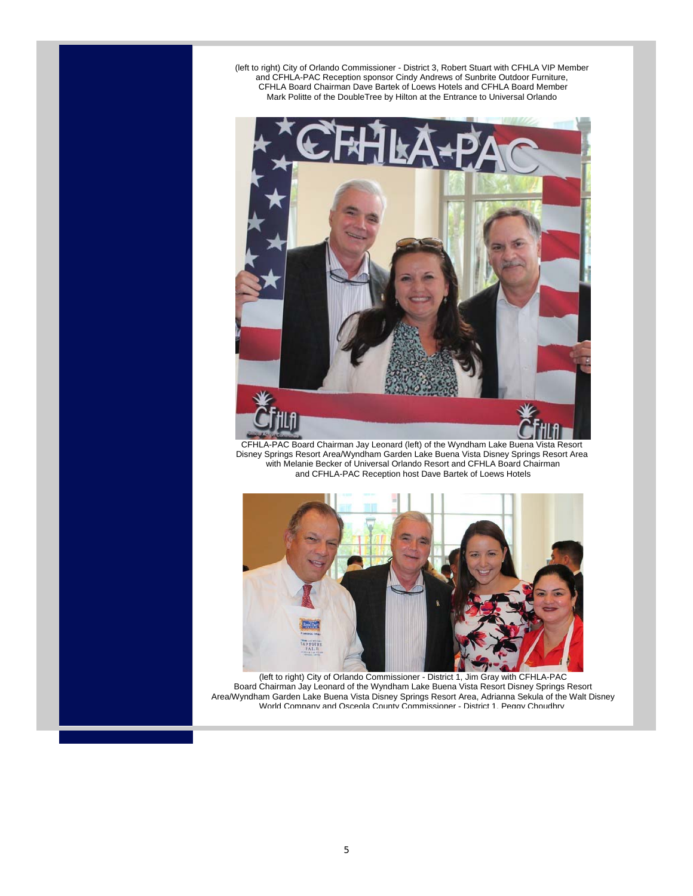(left to right) City of Orlando Commissioner - District 3, Robert Stuart with CFHLA VIP Member and CFHLA-PAC Reception sponsor Cindy Andrews of Sunbrite Outdoor Furniture, CFHLA Board Chairman Dave Bartek of Loews Hotels and CFHLA Board Member Mark Politte of the DoubleTree by Hilton at the Entrance to Universal Orlando

CFHLA-PAC Board Chairman Jay Leonard (left) of the Wyndham Lake Buena Vista Resort Disney Springs Resort Area/Wyndham Garden Lake Buena Vista Disney Springs Resort Area with Melanie Becker of Universal Orlando Resort and CFHLA Board Chairman and CFHLA-PAC Reception host Dave Bartek of Loews Hotels

(left to right) City of Orlando Commissioner - District 1, Jim Gray with CFHLA-PAC Board Chairman Jay Leonard of the Wyndham Lake Buena Vista Resort Disney Springs Resort Area/Wyndham Garden Lake Buena Vista Disney Springs Resort Area, Adrianna Sekula of the Walt Disney World Company and Osceola County Commissioner - District 1, Peggy Choudhry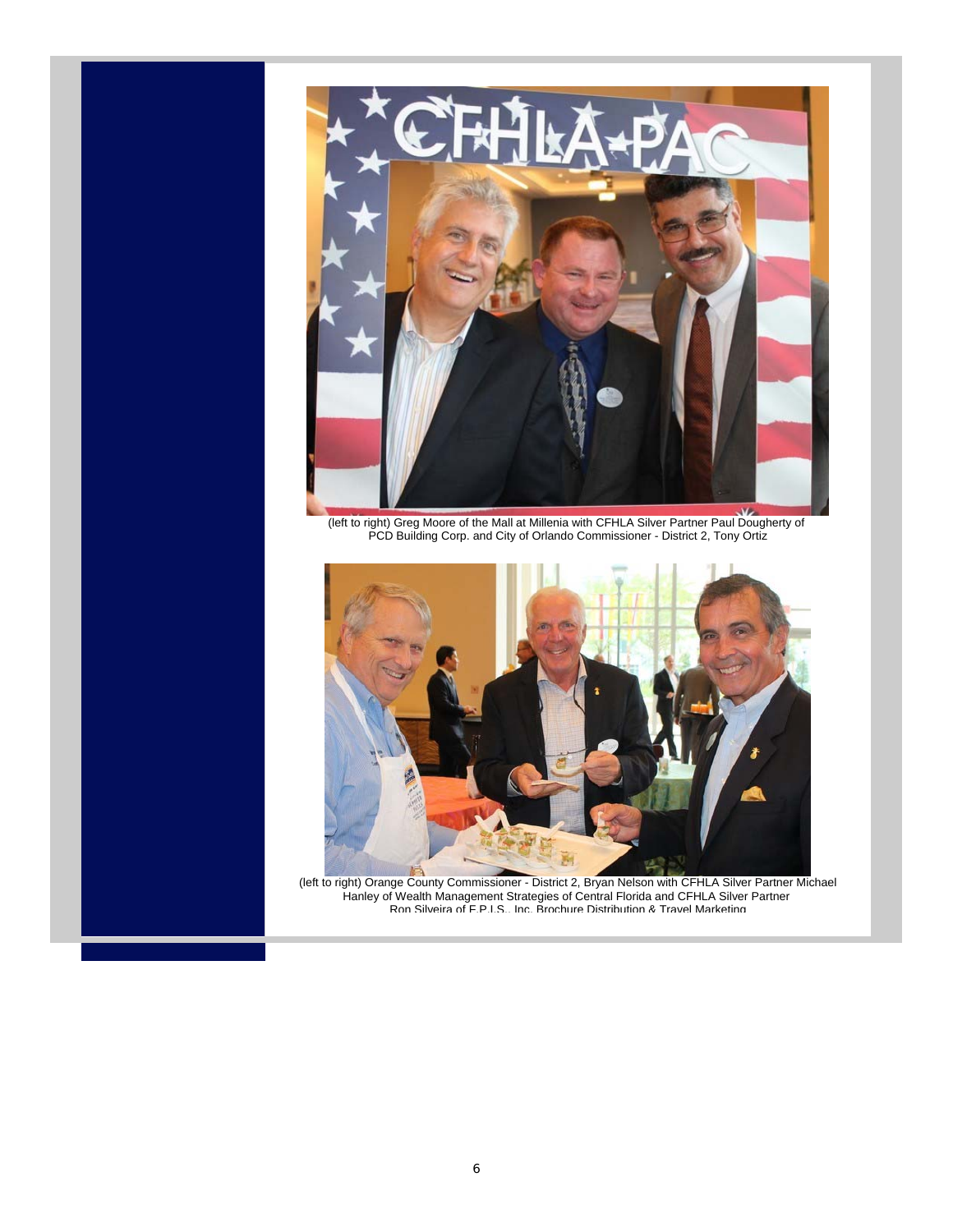(left to right) Greg Moore of the Mall at Millenia with CFHLA Silver Partner Paul Dougherty of PCD Building Corp. and City of Orlando Commissioner - District 2, Tony Ortiz

(left to right) Orange County Commissioner - District 2, Bryan Nelson with CFHLA Silver Partner Michael Hanley of Wealth Management Strategies of Central Florida and CFHLA Silver Partner Ron Silveira of F.P.I.S., Inc. Brochure Distribution & Travel Marketing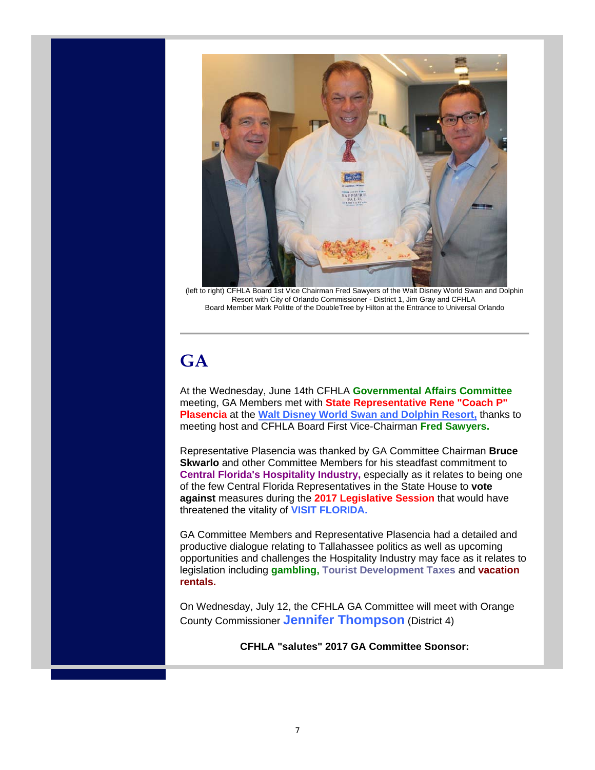(left to right) CFHLA Board 1st Vice Chairman Fred Sawyers of the Walt Disney World Swan and Dolphin Resort with City of Orlando Commissioner - District 1, Jim Gray and CFHLA Board Member Mark Politte of the DoubleTree by Hilton at the Entrance to Universal Orlando

---

# GA

At the Wednesday, June 14th CFHLA **Governmental Affairs Committee** meeting, GA Members met with **State Representative Rene "Coach P" Plasencia** at the **Walt Disney World Swan and Dolphin Resort,** thanks to meeting host and CFHLA Board First Vice-Chairman **Fred Sawyers.**

Representative Plasencia was thanked by GA Committee Chairman **Bruce Skwarlo** and other Committee Members for his steadfast commitment to **Central Florida's Hospitality Industry,** especially as it relates to being one of the few Central Florida Representatives in the State House to **vote against** measures during the **2017 Legislative Session** that would have threatened the vitality of **VISIT FLORIDA.**

GA Committee Members and Representative Plasencia had a detailed and productive dialogue relating to Tallahassee politics as well as upcoming opportunities and challenges the Hospitality Industry may face as it relates to legislation including **gambling, Tourist Development Taxes** and **vacation rentals.**

On Wednesday, July 12, the CFHLA GA Committee will meet with Orange County Commissioner **Jennifer Thompson** (District 4)

**CFHLA "salutes" 2017 GA Committee Sponsor:**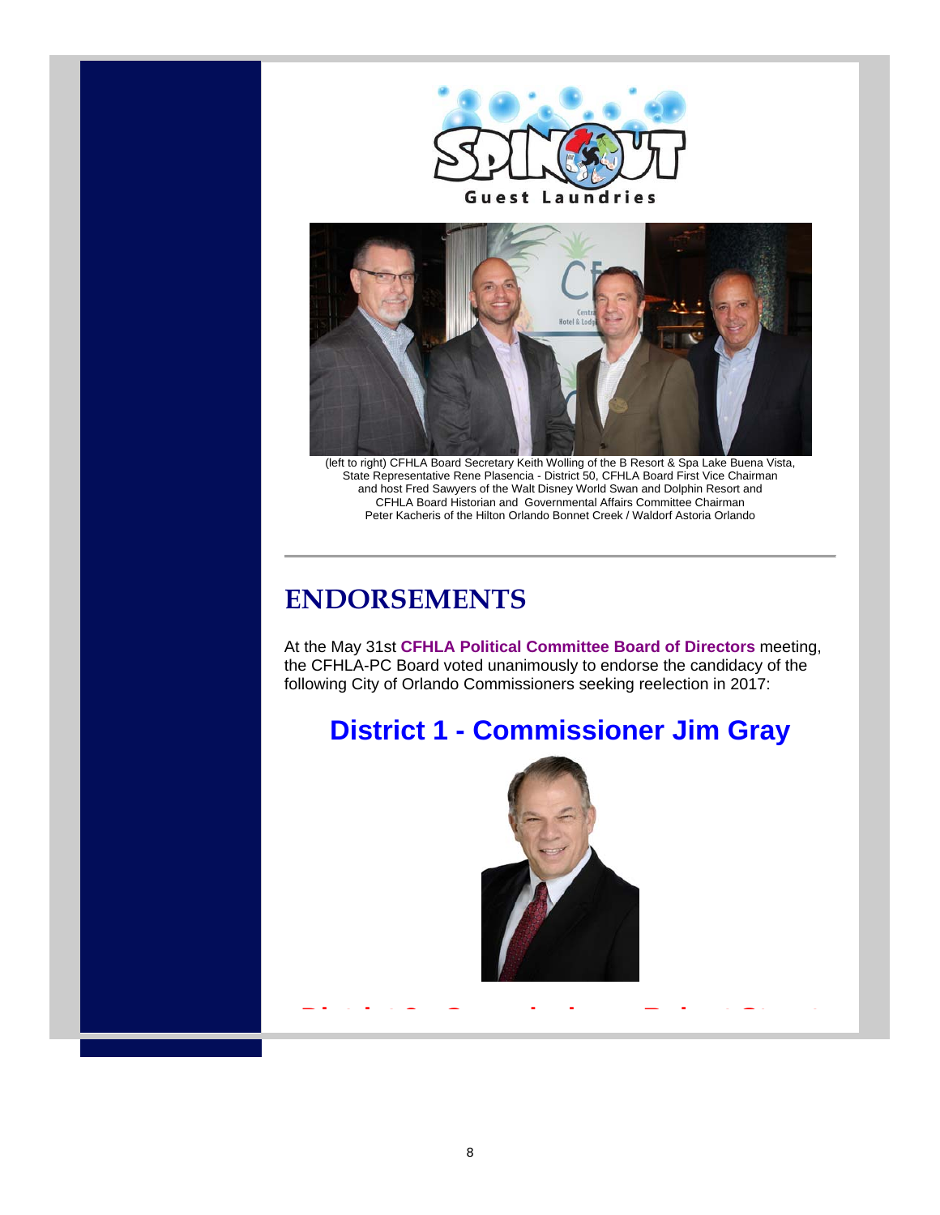Guest Laundries

(left to right) CFHLA Board Secretary Keith Wolling of the B Resort & Spa Lake Buena Vista, State Representative Rene Plasencia - District 50, CFHLA Board First Vice Chairman and host Fred Sawyers of the Walt Disney World Swan and Dolphin Resort and CFHLA Board Historian and Governmental Affairs Committee Chairman Peter Kacheris of the Hilton Orlando Bonnet Creek / Waldorf Astoria Orlando

---

## ENDORSEMENTS

At the May 31st **CFHLA Political Committee Board of Directors** meeting, the CFHLA-PC Board voted unanimously to endorse the candidacy of the following City of Orlando Commissioners seeking reelection in 2017:

## District 1 - Commissioner Jim Gray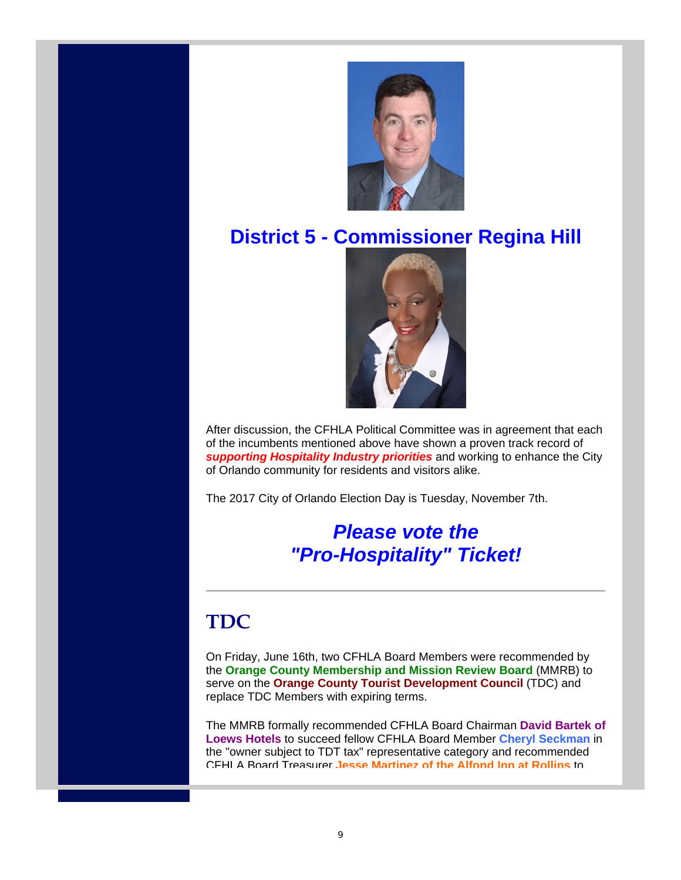## District 5 - Commissioner Regina Hill

After discussion, the CFHLA Political Committee was in agreement that each of the incumbents mentioned above have shown a proven track record of ***supporting Hospitality Industry priorities*** and working to enhance the City of Orlando community for residents and visitors alike.

The 2017 City of Orlando Election Day is Tuesday, November 7th.

***Please vote the "Pro-Hospitality" Ticket!***

---

## TDC

On Friday, June 16th, two CFHLA Board Members were recommended by the **Orange County Membership and Mission Review Board** (MMRB) to serve on the **Orange County Tourist Development Council** (TDC) and replace TDC Members with expiring terms.

The MMRB formally recommended CFHLA Board Chairman **David Bartek of Loews Hotels** to succeed fellow CFHLA Board Member **Cheryl Seckman** in the "owner subject to TDT tax" representative category and recommended CFHLA Board Treasurer **Jesse Martinez of the Alfond Inn at Rollins** to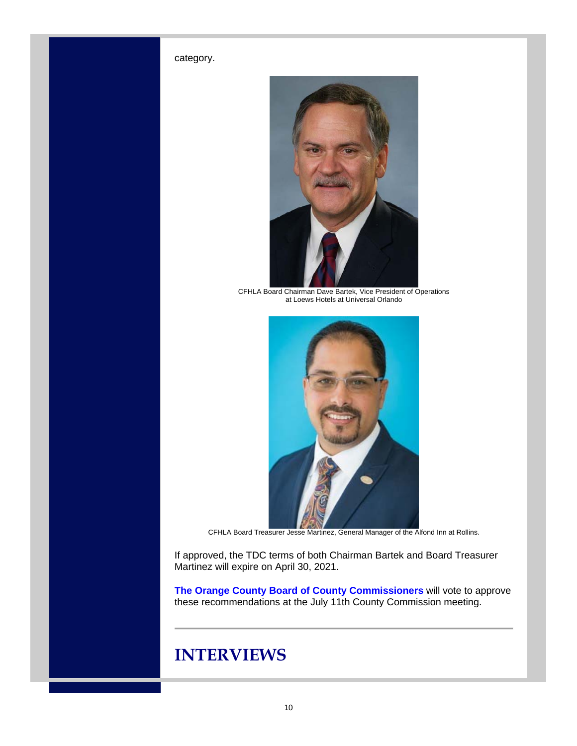category.

CFHLA Board Chairman Dave Bartek, Vice President of Operations at Loews Hotels at Universal Orlando

CFHLA Board Treasurer Jesse Martinez, General Manager of the Alfond Inn at Rollins.

If approved, the TDC terms of both Chairman Bartek and Board Treasurer Martinez will expire on April 30, 2021.

**The Orange County Board of County Commissioners** will vote to approve these recommendations at the July 11th County Commission meeting.

---

# INTERVIEWS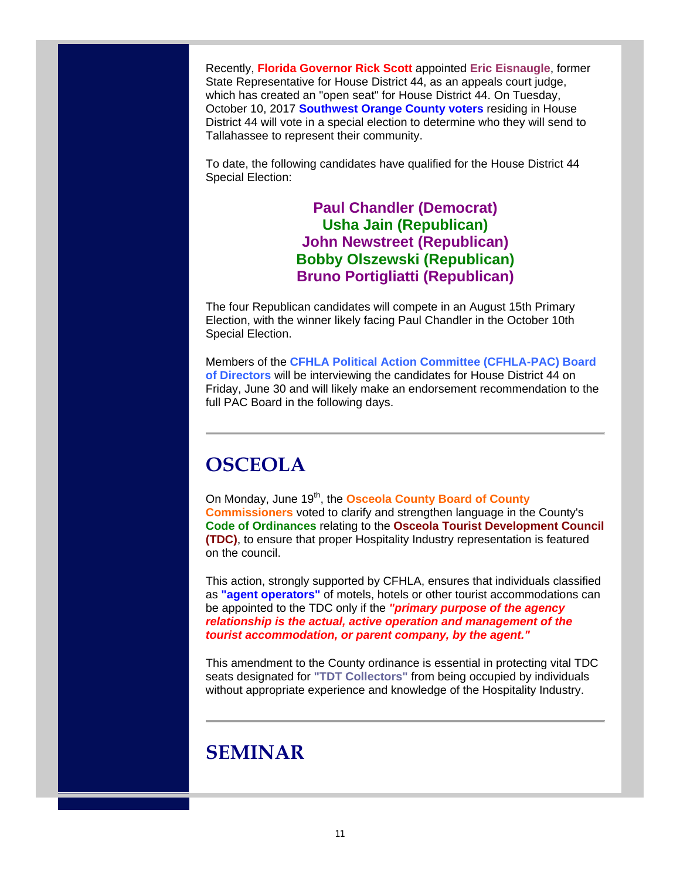Recently, **Florida Governor Rick Scott** appointed **Eric Eisnaugle**, former State Representative for House District 44, as an appeals court judge, which has created an "open seat" for House District 44. On Tuesday, October 10, 2017 **Southwest Orange County voters** residing in House District 44 will vote in a special election to determine who they will send to Tallahassee to represent their community.

To date, the following candidates have qualified for the House District 44 Special Election:

**Paul Chandler (Democrat)**
**Usha Jain (Republican)**
**John Newstreet (Republican)**
**Bobby Olszewski (Republican)**
**Bruno Portigliatti (Republican)**

The four Republican candidates will compete in an August 15th Primary Election, with the winner likely facing Paul Chandler in the October 10th Special Election.

Members of the **CFHLA Political Action Committee (CFHLA-PAC) Board of Directors** will be interviewing the candidates for House District 44 on Friday, June 30 and will likely make an endorsement recommendation to the full PAC Board in the following days.

---

# OSCEOLA

On Monday, June 19th, the **Osceola County Board of County Commissioners** voted to clarify and strengthen language in the County's **Code of Ordinances** relating to the **Osceola Tourist Development Council (TDC)**, to ensure that proper Hospitality Industry representation is featured on the council.

This action, strongly supported by CFHLA, ensures that individuals classified as **"agent operators"** of motels, hotels or other tourist accommodations can be appointed to the TDC only if the ***"primary purpose of the agency relationship is the actual, active operation and management of the tourist accommodation, or parent company, by the agent."***

This amendment to the County ordinance is essential in protecting vital TDC seats designated for **"TDT Collectors"** from being occupied by individuals without appropriate experience and knowledge of the Hospitality Industry.

---

# SEMINAR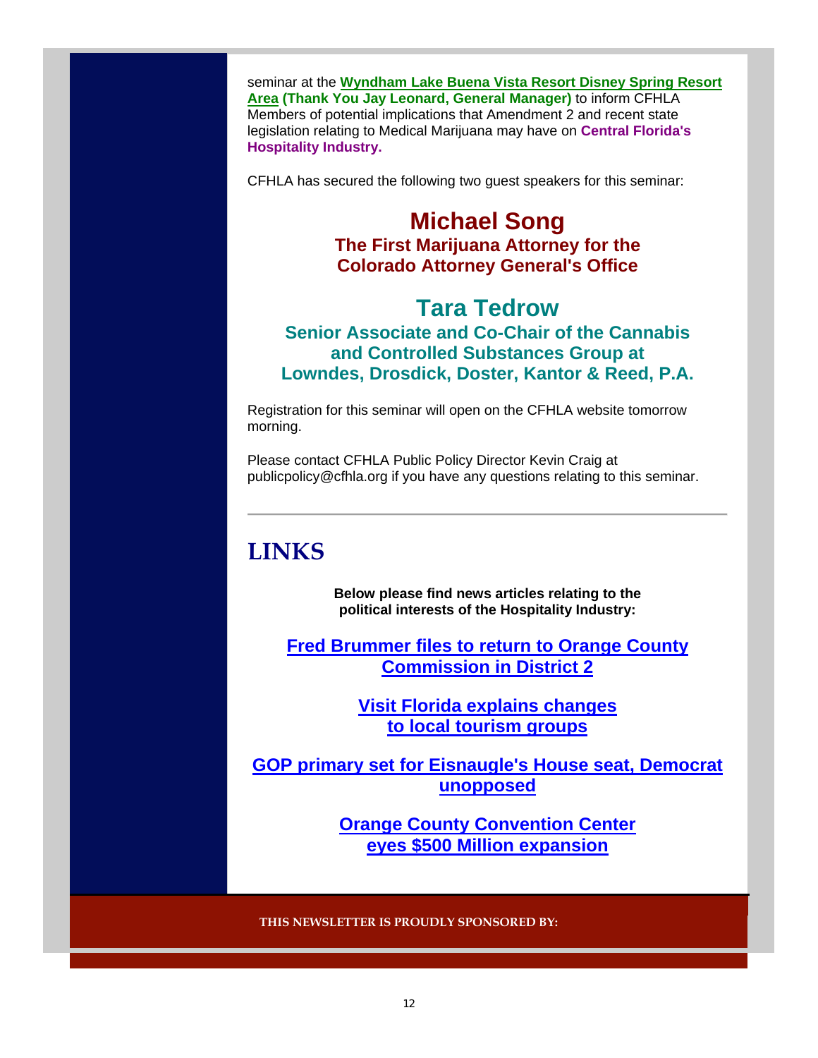seminar at the **Wyndham Lake Buena Vista Resort Disney Spring Resort Area (Thank You Jay Leonard, General Manager)** to inform CFHLA Members of potential implications that Amendment 2 and recent state legislation relating to Medical Marijuana may have on **Central Florida's Hospitality Industry.**

CFHLA has secured the following two guest speakers for this seminar:

## Michael Song

**The First Marijuana Attorney for the Colorado Attorney General's Office**

## Tara Tedrow

**Senior Associate and Co-Chair of the Cannabis and Controlled Substances Group at Lowndes, Drosdick, Doster, Kantor & Reed, P.A.**

Registration for this seminar will open on the CFHLA website tomorrow morning.

Please contact CFHLA Public Policy Director Kevin Craig at publicpolicy@cfhla.org if you have any questions relating to this seminar.

---

# LINKS

**Below please find news articles relating to the political interests of the Hospitality Industry:**

**Fred Brummer files to return to Orange County Commission in District 2**

**Visit Florida explains changes to local tourism groups**

**GOP primary set for Eisnaugle's House seat, Democrat unopposed**

**Orange County Convention Center eyes $500 Million expansion**

**THIS NEWSLETTER IS PROUDLY SPONSORED BY:**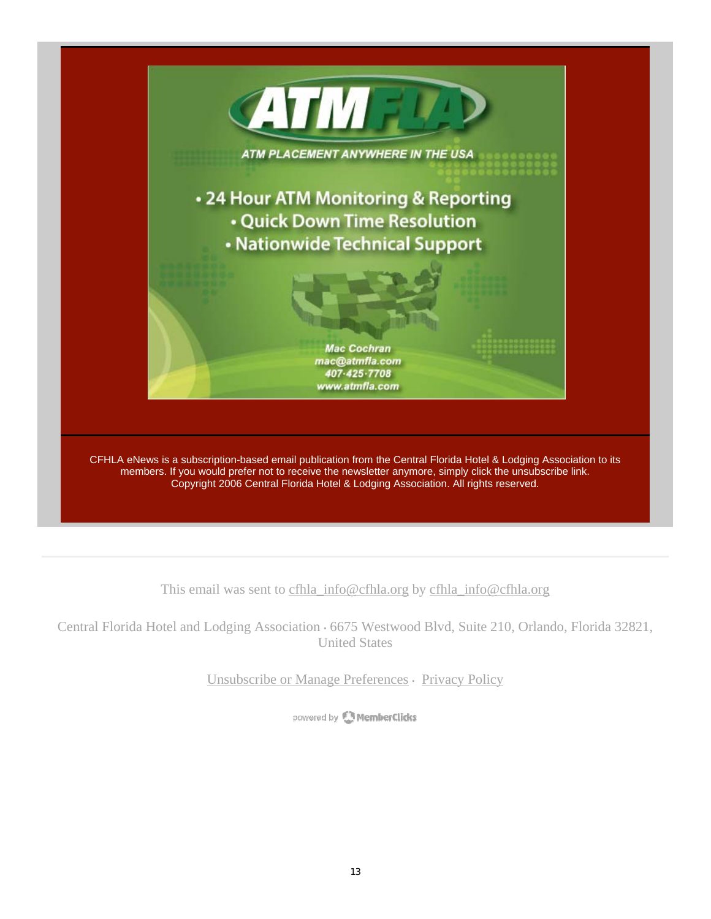ATMFLA

ATM PLACEMENT ANYWHERE IN THE USA

- 24 Hour ATM Monitoring & Reporting
- Quick Down Time Resolution
- Nationwide Technical Support

Mac Cochran
mac@atmfla.com
407·425·7708
www.atmfla.com

CFHLA eNews is a subscription-based email publication from the Central Florida Hotel & Lodging Association to its members. If you would prefer not to receive the newsletter anymore, simply click the unsubscribe link.
Copyright 2006 Central Florida Hotel & Lodging Association. All rights reserved.

This email was sent to cfhla_info@cfhla.org by cfhla_info@cfhla.org

Central Florida Hotel and Lodging Association · 6675 Westwood Blvd, Suite 210, Orlando, Florida 32821, United States

Unsubscribe or Manage Preferences · Privacy Policy

powered by MemberClicks